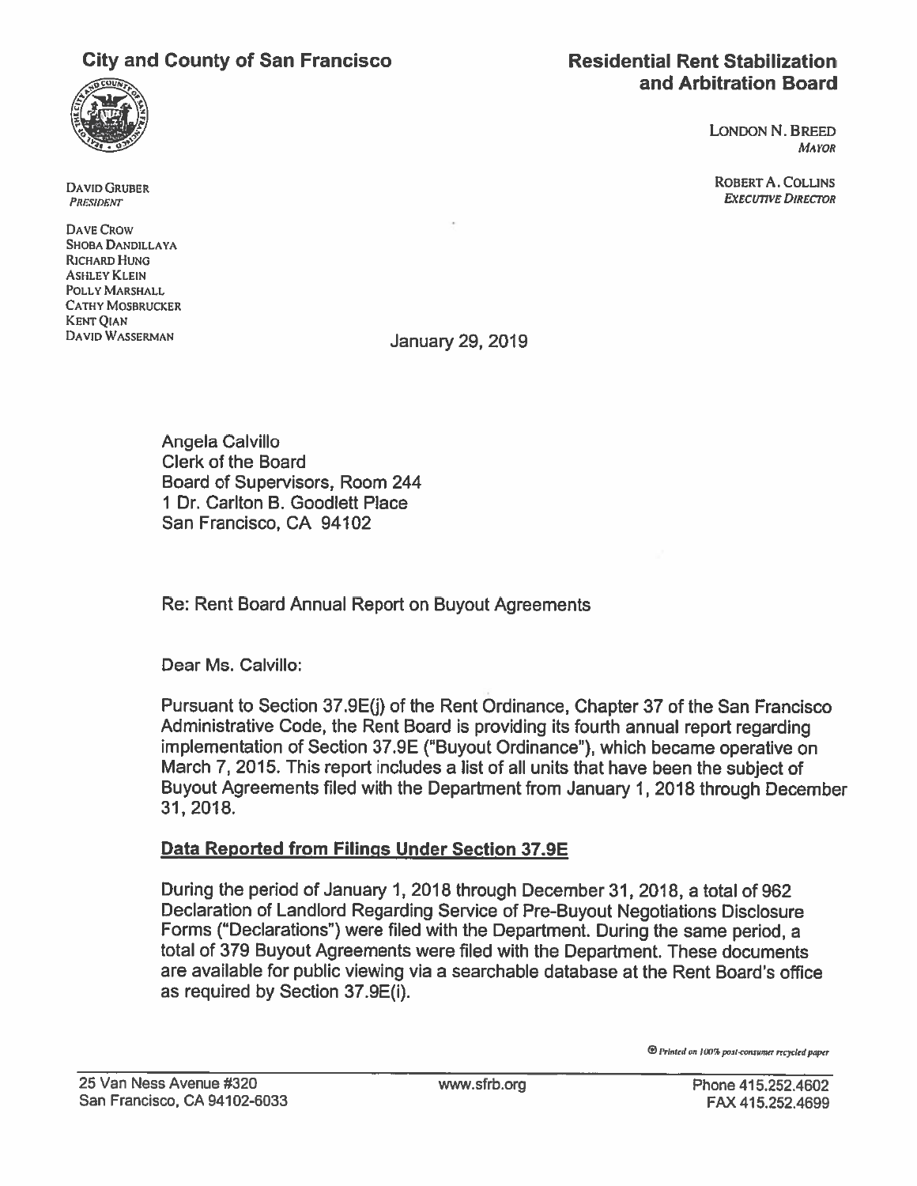**City and County of San Francisco**

**Residential Rent Stabilization and Arbitration Board**

LONDON N. BREED
*MAYOR*

ROBERT A. COLLINS
*EXECUTIVE DIRECTOR*

DAVID GRUBER
*PRESIDENT*

DAVE CROW
SHOBA DANDILLAYA
RICHARD HUNG
ASHLEY KLEIN
POLLY MARSHALL
CATHY MOSBRUCKER
KENT QIAN
DAVID WASSERMAN

January 29, 2019

Angela Calvillo
Clerk of the Board
Board of Supervisors, Room 244
1 Dr. Carlton B. Goodlett Place
San Francisco, CA 94102

Re: Rent Board Annual Report on Buyout Agreements

Dear Ms. Calvillo:

Pursuant to Section 37.9E(j) of the Rent Ordinance, Chapter 37 of the San Francisco Administrative Code, the Rent Board is providing its fourth annual report regarding implementation of Section 37.9E ("Buyout Ordinance"), which became operative on March 7, 2015. This report includes a list of all units that have been the subject of Buyout Agreements filed with the Department from January 1, 2018 through December 31, 2018.

**Data Reported from Filings Under Section 37.9E**

During the period of January 1, 2018 through December 31, 2018, a total of 962 Declaration of Landlord Regarding Service of Pre-Buyout Negotiations Disclosure Forms ("Declarations") were filed with the Department. During the same period, a total of 379 Buyout Agreements were filed with the Department. These documents are available for public viewing via a searchable database at the Rent Board's office as required by Section 37.9E(i).

*Printed on 100% post-consumer recycled paper*

25 Van Ness Avenue #320
San Francisco, CA 94102-6033

www.sfrb.org

Phone 415.252.4602
FAX 415.252.4699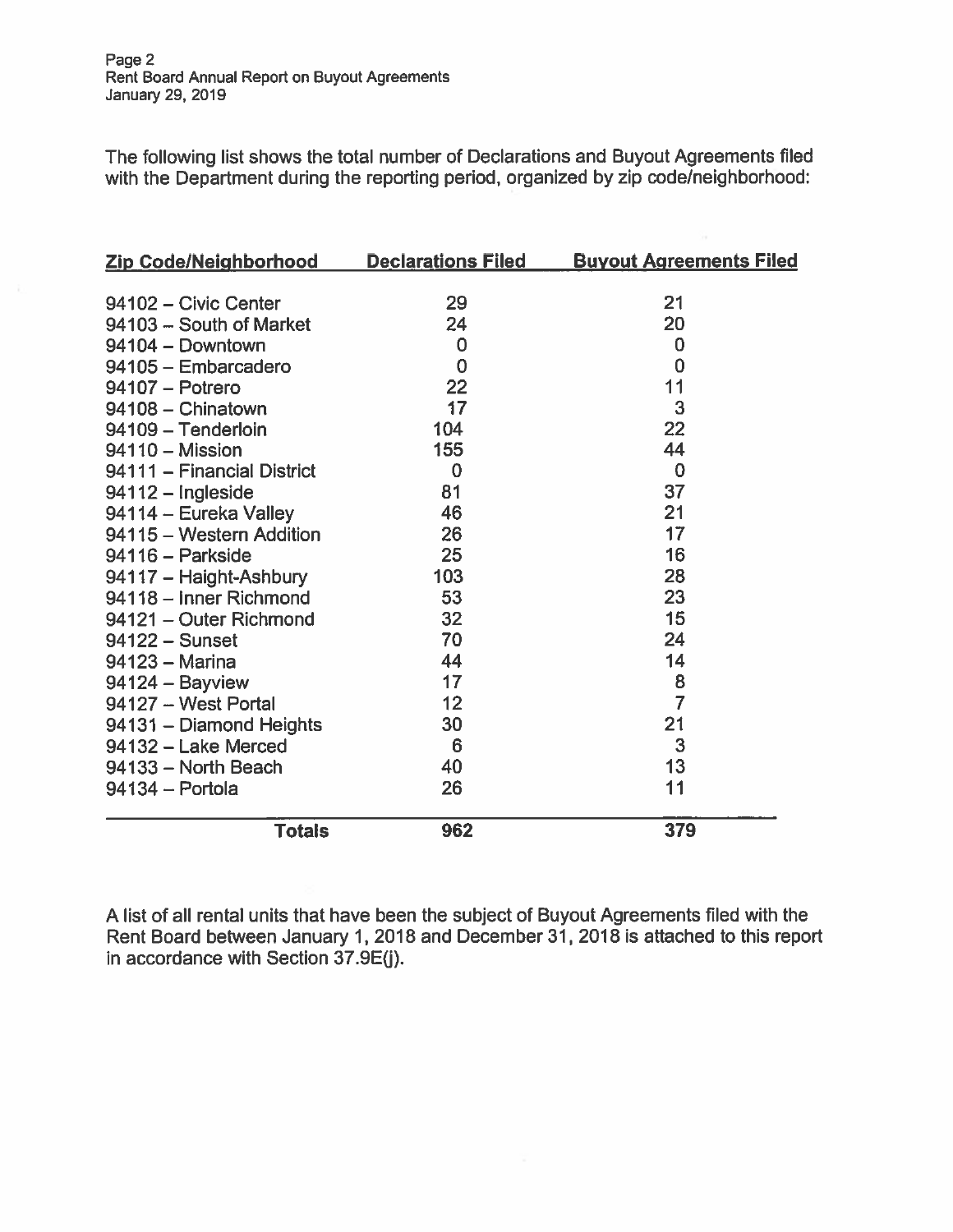The following list shows the total number of Declarations and Buyout Agreements filed with the Department during the reporting period, organized by zip code/neighborhood:

| Zip Code/Neighborhood | Declarations Filed | Buyout Agreements Filed |
|---|---|---|
| 94102 – Civic Center | 29 | 21 |
| 94103 – South of Market | 24 | 20 |
| 94104 – Downtown | 0 | 0 |
| 94105 – Embarcadero | 0 | 0 |
| 94107 – Potrero | 22 | 11 |
| 94108 – Chinatown | 17 | 3 |
| 94109 – Tenderloin | 104 | 22 |
| 94110 – Mission | 155 | 44 |
| 94111 – Financial District | 0 | 0 |
| 94112 – Ingleside | 81 | 37 |
| 94114 – Eureka Valley | 46 | 21 |
| 94115 – Western Addition | 26 | 17 |
| 94116 – Parkside | 25 | 16 |
| 94117 – Haight-Ashbury | 103 | 28 |
| 94118 – Inner Richmond | 53 | 23 |
| 94121 – Outer Richmond | 32 | 15 |
| 94122 – Sunset | 70 | 24 |
| 94123 – Marina | 44 | 14 |
| 94124 – Bayview | 17 | 8 |
| 94127 – West Portal | 12 | 7 |
| 94131 – Diamond Heights | 30 | 21 |
| 94132 – Lake Merced | 6 | 3 |
| 94133 – North Beach | 40 | 13 |
| 94134 – Portola | 26 | 11 |
| **Totals** | **962** | **379** |

A list of all rental units that have been the subject of Buyout Agreements filed with the Rent Board between January 1, 2018 and December 31, 2018 is attached to this report in accordance with Section 37.9E(j).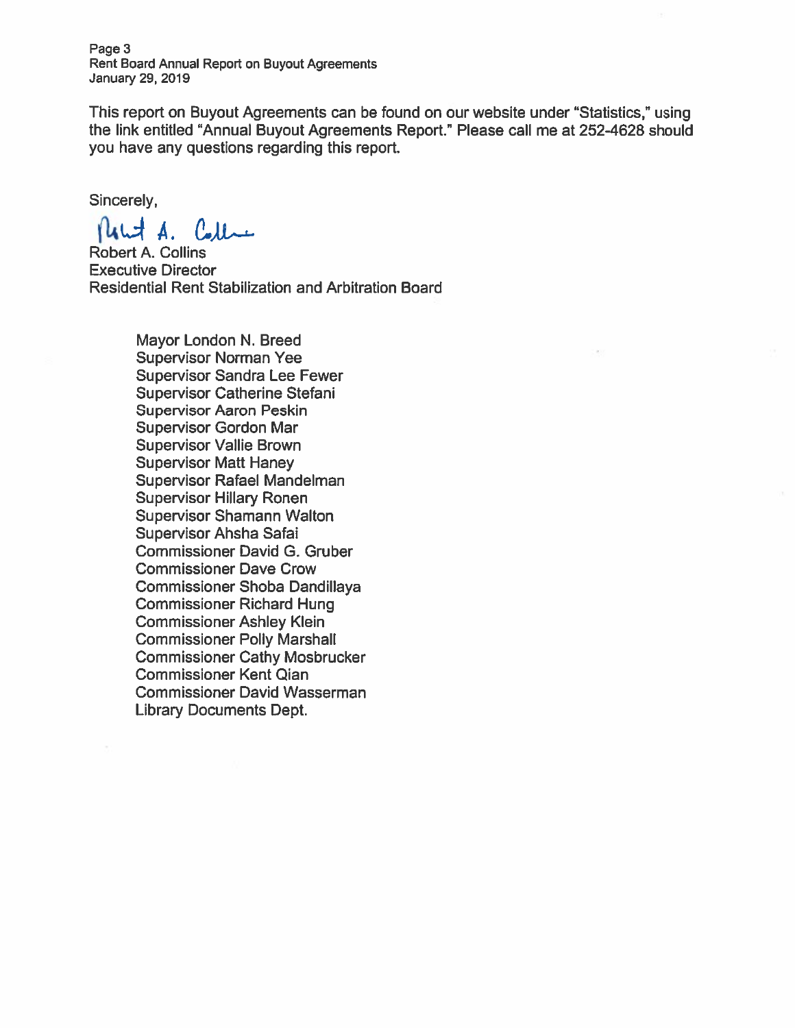This report on Buyout Agreements can be found on our website under "Statistics," using the link entitled "Annual Buyout Agreements Report." Please call me at 252-4628 should you have any questions regarding this report.

Sincerely,

Robert A. Collins
Executive Director
Residential Rent Stabilization and Arbitration Board

Mayor London N. Breed
Supervisor Norman Yee
Supervisor Sandra Lee Fewer
Supervisor Catherine Stefani
Supervisor Aaron Peskin
Supervisor Gordon Mar
Supervisor Vallie Brown
Supervisor Matt Haney
Supervisor Rafael Mandelman
Supervisor Hillary Ronen
Supervisor Shamann Walton
Supervisor Ahsha Safai
Commissioner David G. Gruber
Commissioner Dave Crow
Commissioner Shoba Dandillaya
Commissioner Richard Hung
Commissioner Ashley Klein
Commissioner Polly Marshall
Commissioner Cathy Mosbrucker
Commissioner Kent Qian
Commissioner David Wasserman
Library Documents Dept.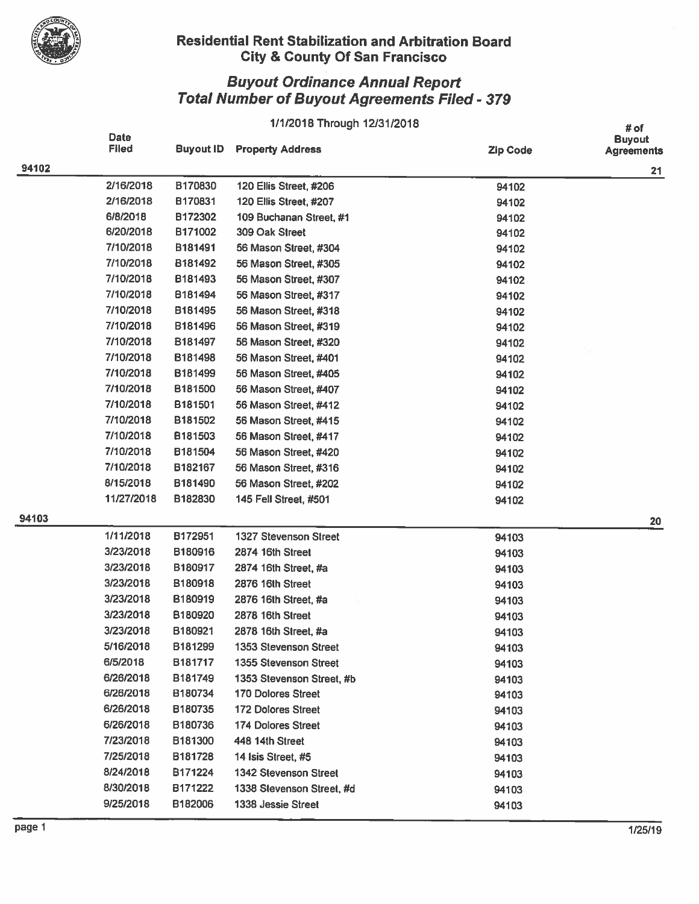## Residential Rent Stabilization and Arbitration Board
## City & County Of San Francisco

### *Buyout Ordinance Annual Report*
### *Total Number of Buyout Agreements Filed - 379*

1/1/2018 Through 12/31/2018

| | Date Filed | Buyout ID | Property Address | Zip Code | # of Buyout Agreements |
|---|---|---|---|---|---|
| **94102** | | | | | **21** |
| | 2/16/2018 | B170830 | 120 Ellis Street, #206 | 94102 | |
| | 2/16/2018 | B170831 | 120 Ellis Street, #207 | 94102 | |
| | 6/8/2018 | B172302 | 109 Buchanan Street, #1 | 94102 | |
| | 6/20/2018 | B171002 | 309 Oak Street | 94102 | |
| | 7/10/2018 | B181491 | 56 Mason Street, #304 | 94102 | |
| | 7/10/2018 | B181492 | 56 Mason Street, #305 | 94102 | |
| | 7/10/2018 | B181493 | 56 Mason Street, #307 | 94102 | |
| | 7/10/2018 | B181494 | 56 Mason Street, #317 | 94102 | |
| | 7/10/2018 | B181495 | 56 Mason Street, #318 | 94102 | |
| | 7/10/2018 | B181496 | 56 Mason Street, #319 | 94102 | |
| | 7/10/2018 | B181497 | 56 Mason Street, #320 | 94102 | |
| | 7/10/2018 | B181498 | 56 Mason Street, #401 | 94102 | |
| | 7/10/2018 | B181499 | 56 Mason Street, #405 | 94102 | |
| | 7/10/2018 | B181500 | 56 Mason Street, #407 | 94102 | |
| | 7/10/2018 | B181501 | 56 Mason Street, #412 | 94102 | |
| | 7/10/2018 | B181502 | 56 Mason Street, #415 | 94102 | |
| | 7/10/2018 | B181503 | 56 Mason Street, #417 | 94102 | |
| | 7/10/2018 | B181504 | 56 Mason Street, #420 | 94102 | |
| | 7/10/2018 | B182167 | 56 Mason Street, #316 | 94102 | |
| | 8/15/2018 | B181490 | 56 Mason Street, #202 | 94102 | |
| | 11/27/2018 | B182830 | 145 Fell Street, #501 | 94102 | |
| **94103** | | | | | **20** |
| | 1/11/2018 | B172951 | 1327 Stevenson Street | 94103 | |
| | 3/23/2018 | B180916 | 2874 16th Street | 94103 | |
| | 3/23/2018 | B180917 | 2874 16th Street, #a | 94103 | |
| | 3/23/2018 | B180918 | 2876 16th Street | 94103 | |
| | 3/23/2018 | B180919 | 2876 16th Street, #a | 94103 | |
| | 3/23/2018 | B180920 | 2878 16th Street | 94103 | |
| | 3/23/2018 | B180921 | 2878 16th Street, #a | 94103 | |
| | 5/16/2018 | B181299 | 1353 Stevenson Street | 94103 | |
| | 6/5/2018 | B181717 | 1355 Stevenson Street | 94103 | |
| | 6/26/2018 | B181749 | 1353 Stevenson Street, #b | 94103 | |
| | 6/26/2018 | B180734 | 170 Dolores Street | 94103 | |
| | 6/26/2018 | B180735 | 172 Dolores Street | 94103 | |
| | 6/26/2018 | B180736 | 174 Dolores Street | 94103 | |
| | 7/23/2018 | B181300 | 448 14th Street | 94103 | |
| | 7/25/2018 | B181728 | 14 Isis Street, #5 | 94103 | |
| | 8/24/2018 | B171224 | 1342 Stevenson Street | 94103 | |
| | 8/30/2018 | B171222 | 1338 Stevenson Street, #d | 94103 | |
| | 9/25/2018 | B182006 | 1338 Jessie Street | 94103 | |

1/25/19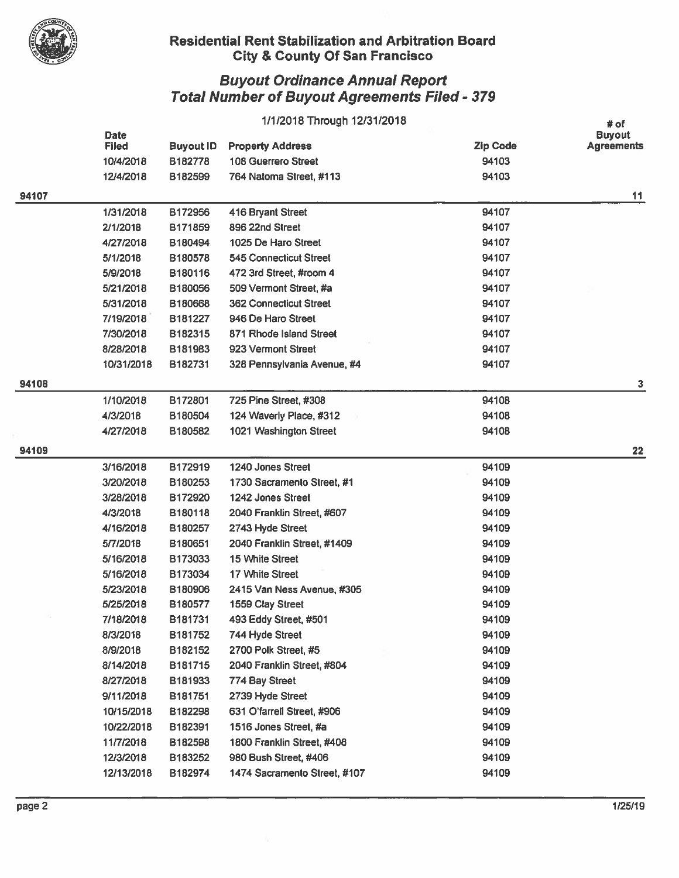## Residential Rent Stabilization and Arbitration Board
## City & County Of San Francisco

# *Buyout Ordinance Annual Report*
# *Total Number of Buyout Agreements Filed - 379*

1/1/2018 Through 12/31/2018

| | Date Filed | Buyout ID | Property Address | Zip Code | # of Buyout Agreements |
|---|---|---|---|---|---|
| | 10/4/2018 | B182778 | 108 Guerrero Street | 94103 | |
| | 12/4/2018 | B182599 | 764 Natoma Street, #113 | 94103 | |
| **94107** | | | | | **11** |
| | 1/31/2018 | B172956 | 416 Bryant Street | 94107 | |
| | 2/1/2018 | B171859 | 896 22nd Street | 94107 | |
| | 4/27/2018 | B180494 | 1025 De Haro Street | 94107 | |
| | 5/1/2018 | B180578 | 545 Connecticut Street | 94107 | |
| | 5/9/2018 | B180116 | 472 3rd Street, #room 4 | 94107 | |
| | 5/21/2018 | B180056 | 509 Vermont Street, #a | 94107 | |
| | 5/31/2018 | B180668 | 362 Connecticut Street | 94107 | |
| | 7/19/2018 | B181227 | 946 De Haro Street | 94107 | |
| | 7/30/2018 | B182315 | 871 Rhode Island Street | 94107 | |
| | 8/28/2018 | B181983 | 923 Vermont Street | 94107 | |
| | 10/31/2018 | B182731 | 328 Pennsylvania Avenue, #4 | 94107 | |
| **94108** | | | | | **3** |
| | 1/10/2018 | B172801 | 725 Pine Street, #308 | 94108 | |
| | 4/3/2018 | B180504 | 124 Waverly Place, #312 | 94108 | |
| | 4/27/2018 | B180582 | 1021 Washington Street | 94108 | |
| **94109** | | | | | **22** |
| | 3/16/2018 | B172919 | 1240 Jones Street | 94109 | |
| | 3/20/2018 | B180253 | 1730 Sacramento Street, #1 | 94109 | |
| | 3/28/2018 | B172920 | 1242 Jones Street | 94109 | |
| | 4/3/2018 | B180118 | 2040 Franklin Street, #607 | 94109 | |
| | 4/16/2018 | B180257 | 2743 Hyde Street | 94109 | |
| | 5/7/2018 | B180651 | 2040 Franklin Street, #1409 | 94109 | |
| | 5/16/2018 | B173033 | 15 White Street | 94109 | |
| | 5/16/2018 | B173034 | 17 White Street | 94109 | |
| | 5/23/2018 | B180906 | 2415 Van Ness Avenue, #305 | 94109 | |
| | 5/25/2018 | B180577 | 1559 Clay Street | 94109 | |
| | 7/18/2018 | B181731 | 493 Eddy Street, #501 | 94109 | |
| | 8/3/2018 | B181752 | 744 Hyde Street | 94109 | |
| | 8/9/2018 | B182152 | 2700 Polk Street, #5 | 94109 | |
| | 8/14/2018 | B181715 | 2040 Franklin Street, #804 | 94109 | |
| | 8/27/2018 | B181933 | 774 Bay Street | 94109 | |
| | 9/11/2018 | B181751 | 2739 Hyde Street | 94109 | |
| | 10/15/2018 | B182298 | 631 O'farrell Street, #906 | 94109 | |
| | 10/22/2018 | B182391 | 1516 Jones Street, #a | 94109 | |
| | 11/7/2018 | B182598 | 1800 Franklin Street, #408 | 94109 | |
| | 12/3/2018 | B183252 | 980 Bush Street, #406 | 94109 | |
| | 12/13/2018 | B182974 | 1474 Sacramento Street, #107 | 94109 | |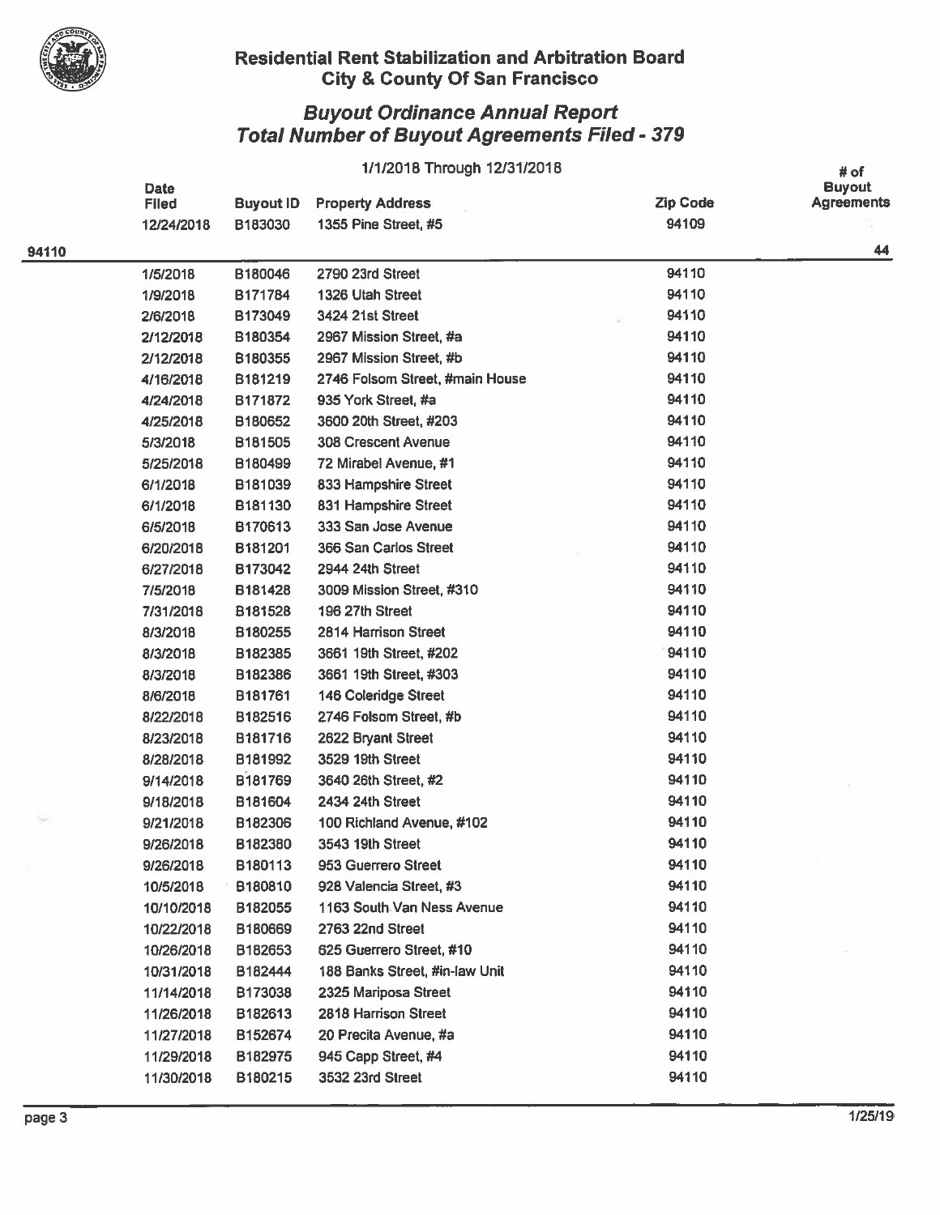## Residential Rent Stabilization and Arbitration Board
## City & County Of San Francisco

### *Buyout Ordinance Annual Report*
### *Total Number of Buyout Agreements Filed - 379*

1/1/2018 Through 12/31/2018

| | Date Filed | Buyout ID | Property Address | Zip Code | # of Buyout Agreements |
|---|---|---|---|---|---|
| | 12/24/2018 | B183030 | 1355 Pine Street, #5 | 94109 | |
| **94110** | | | | | **44** |
| | 1/5/2018 | B180046 | 2790 23rd Street | 94110 | |
| | 1/9/2018 | B171784 | 1326 Utah Street | 94110 | |
| | 2/6/2018 | B173049 | 3424 21st Street | 94110 | |
| | 2/12/2018 | B180354 | 2967 Mission Street, #a | 94110 | |
| | 2/12/2018 | B180355 | 2967 Mission Street, #b | 94110 | |
| | 4/16/2018 | B181219 | 2746 Folsom Street, #main House | 94110 | |
| | 4/24/2018 | B171872 | 935 York Street, #a | 94110 | |
| | 4/25/2018 | B180652 | 3600 20th Street, #203 | 94110 | |
| | 5/3/2018 | B181505 | 308 Crescent Avenue | 94110 | |
| | 5/25/2018 | B180499 | 72 Mirabel Avenue, #1 | 94110 | |
| | 6/1/2018 | B181039 | 833 Hampshire Street | 94110 | |
| | 6/1/2018 | B181130 | 831 Hampshire Street | 94110 | |
| | 6/5/2018 | B170613 | 333 San Jose Avenue | 94110 | |
| | 6/20/2018 | B181201 | 366 San Carlos Street | 94110 | |
| | 6/27/2018 | B173042 | 2944 24th Street | 94110 | |
| | 7/5/2018 | B181428 | 3009 Mission Street, #310 | 94110 | |
| | 7/31/2018 | B181528 | 196 27th Street | 94110 | |
| | 8/3/2018 | B180255 | 2814 Harrison Street | 94110 | |
| | 8/3/2018 | B182385 | 3661 19th Street, #202 | 94110 | |
| | 8/3/2018 | B182386 | 3661 19th Street, #303 | 94110 | |
| | 8/6/2018 | B181761 | 146 Coleridge Street | 94110 | |
| | 8/22/2018 | B182516 | 2746 Folsom Street, #b | 94110 | |
| | 8/23/2018 | B181716 | 2622 Bryant Street | 94110 | |
| | 8/28/2018 | B181992 | 3529 19th Street | 94110 | |
| | 9/14/2018 | B181769 | 3640 26th Street, #2 | 94110 | |
| | 9/18/2018 | B181604 | 2434 24th Street | 94110 | |
| | 9/21/2018 | B182306 | 100 Richland Avenue, #102 | 94110 | |
| | 9/26/2018 | B182380 | 3543 19th Street | 94110 | |
| | 9/26/2018 | B180113 | 953 Guerrero Street | 94110 | |
| | 10/5/2018 | B180810 | 928 Valencia Street, #3 | 94110 | |
| | 10/10/2018 | B182055 | 1163 South Van Ness Avenue | 94110 | |
| | 10/22/2018 | B180669 | 2763 22nd Street | 94110 | |
| | 10/26/2018 | B182653 | 625 Guerrero Street, #10 | 94110 | |
| | 10/31/2018 | B182444 | 188 Banks Street, #in-law Unit | 94110 | |
| | 11/14/2018 | B173038 | 2325 Mariposa Street | 94110 | |
| | 11/26/2018 | B182613 | 2818 Harrison Street | 94110 | |
| | 11/27/2018 | B152674 | 20 Precita Avenue, #a | 94110 | |
| | 11/29/2018 | B182975 | 945 Capp Street, #4 | 94110 | |
| | 11/30/2018 | B180215 | 3532 23rd Street | 94110 | |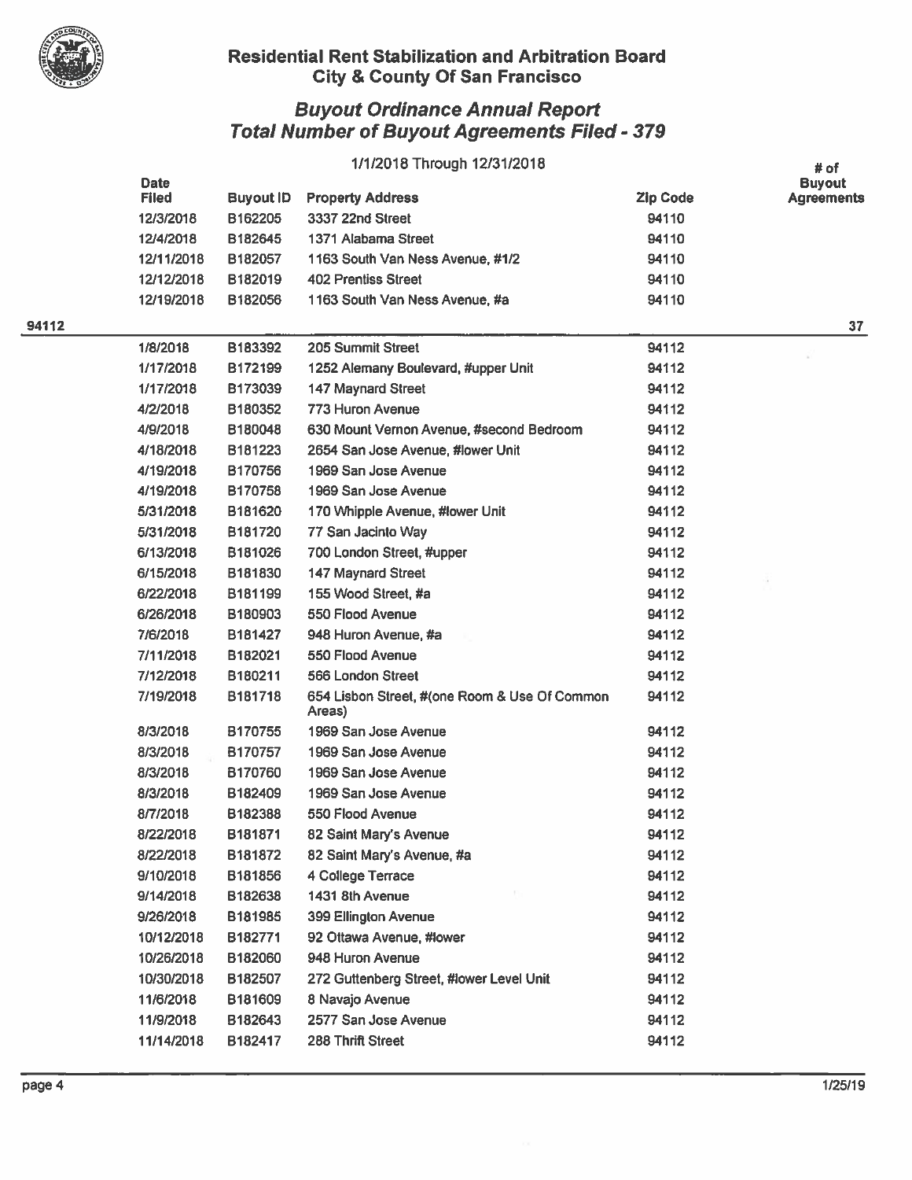## Residential Rent Stabilization and Arbitration Board
## City & County Of San Francisco

### *Buyout Ordinance Annual Report*
### *Total Number of Buyout Agreements Filed - 379*

1/1/2018 Through 12/31/2018

| | Date Filed | Buyout ID | Property Address | Zip Code | # of Buyout Agreements |
|---|---|---|---|---|---|
| | 12/3/2018 | B162205 | 3337 22nd Street | 94110 | |
| | 12/4/2018 | B182645 | 1371 Alabama Street | 94110 | |
| | 12/11/2018 | B182057 | 1163 South Van Ness Avenue, #1/2 | 94110 | |
| | 12/12/2018 | B182019 | 402 Prentiss Street | 94110 | |
| | 12/19/2018 | B182056 | 1163 South Van Ness Avenue, #a | 94110 | |
| 94112 | | | | | 37 |
| | 1/8/2018 | B183392 | 205 Summit Street | 94112 | |
| | 1/17/2018 | B172199 | 1252 Alemany Boulevard, #upper Unit | 94112 | |
| | 1/17/2018 | B173039 | 147 Maynard Street | 94112 | |
| | 4/2/2018 | B180352 | 773 Huron Avenue | 94112 | |
| | 4/9/2018 | B180048 | 630 Mount Vernon Avenue, #second Bedroom | 94112 | |
| | 4/18/2018 | B181223 | 2654 San Jose Avenue, #lower Unit | 94112 | |
| | 4/19/2018 | B170756 | 1969 San Jose Avenue | 94112 | |
| | 4/19/2018 | B170758 | 1969 San Jose Avenue | 94112 | |
| | 5/31/2018 | B181620 | 170 Whipple Avenue, #lower Unit | 94112 | |
| | 5/31/2018 | B181720 | 77 San Jacinto Way | 94112 | |
| | 6/13/2018 | B181026 | 700 London Street, #upper | 94112 | |
| | 6/15/2018 | B181830 | 147 Maynard Street | 94112 | |
| | 6/22/2018 | B181199 | 155 Wood Street, #a | 94112 | |
| | 6/26/2018 | B180903 | 550 Flood Avenue | 94112 | |
| | 7/6/2018 | B181427 | 948 Huron Avenue, #a | 94112 | |
| | 7/11/2018 | B182021 | 550 Flood Avenue | 94112 | |
| | 7/12/2018 | B180211 | 566 London Street | 94112 | |
| | 7/19/2018 | B181718 | 654 Lisbon Street, #(one Room & Use Of Common Areas) | 94112 | |
| | 8/3/2018 | B170755 | 1969 San Jose Avenue | 94112 | |
| | 8/3/2018 | B170757 | 1969 San Jose Avenue | 94112 | |
| | 8/3/2018 | B170760 | 1969 San Jose Avenue | 94112 | |
| | 8/3/2018 | B182409 | 1969 San Jose Avenue | 94112 | |
| | 8/7/2018 | B182388 | 550 Flood Avenue | 94112 | |
| | 8/22/2018 | B181871 | 82 Saint Mary's Avenue | 94112 | |
| | 8/22/2018 | B181872 | 82 Saint Mary's Avenue, #a | 94112 | |
| | 9/10/2018 | B181856 | 4 College Terrace | 94112 | |
| | 9/14/2018 | B182638 | 1431 8th Avenue | 94112 | |
| | 9/26/2018 | B181985 | 399 Ellington Avenue | 94112 | |
| | 10/12/2018 | B182771 | 92 Ottawa Avenue, #lower | 94112 | |
| | 10/26/2018 | B182060 | 948 Huron Avenue | 94112 | |
| | 10/30/2018 | B182507 | 272 Guttenberg Street, #lower Level Unit | 94112 | |
| | 11/6/2018 | B181609 | 8 Navajo Avenue | 94112 | |
| | 11/9/2018 | B182643 | 2577 San Jose Avenue | 94112 | |
| | 11/14/2018 | B182417 | 288 Thrift Street | 94112 | |

1/25/19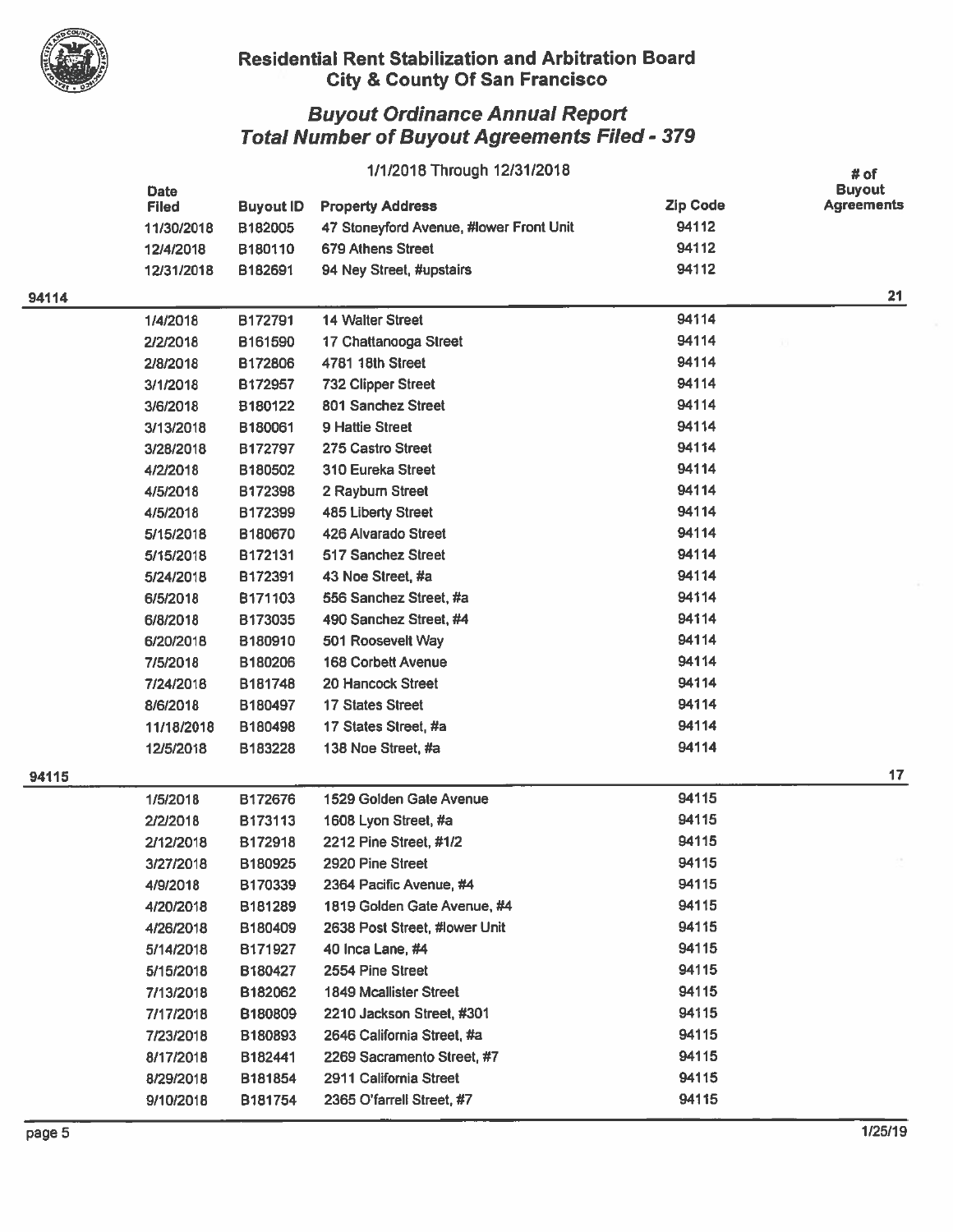## Residential Rent Stabilization and Arbitration Board
## City & County Of San Francisco

### *Buyout Ordinance Annual Report*
### *Total Number of Buyout Agreements Filed - 379*

1/1/2018 Through 12/31/2018

| | Date Filed | Buyout ID | Property Address | Zip Code | # of Buyout Agreements |
|---|---|---|---|---|---|
| | 11/30/2018 | B182005 | 47 Stoneyford Avenue, #lower Front Unit | 94112 | |
| | 12/4/2018 | B180110 | 679 Athens Street | 94112 | |
| | 12/31/2018 | B182691 | 94 Ney Street, #upstairs | 94112 | |
| 94114 | | | | | 21 |
| | 1/4/2018 | B172791 | 14 Walter Street | 94114 | |
| | 2/2/2018 | B161590 | 17 Chattanooga Street | 94114 | |
| | 2/8/2018 | B172806 | 4781 18th Street | 94114 | |
| | 3/1/2018 | B172957 | 732 Clipper Street | 94114 | |
| | 3/6/2018 | B180122 | 801 Sanchez Street | 94114 | |
| | 3/13/2018 | B180061 | 9 Hattie Street | 94114 | |
| | 3/28/2018 | B172797 | 275 Castro Street | 94114 | |
| | 4/2/2018 | B180502 | 310 Eureka Street | 94114 | |
| | 4/5/2018 | B172398 | 2 Rayburn Street | 94114 | |
| | 4/5/2018 | B172399 | 485 Liberty Street | 94114 | |
| | 5/15/2018 | B180670 | 426 Alvarado Street | 94114 | |
| | 5/15/2018 | B172131 | 517 Sanchez Street | 94114 | |
| | 5/24/2018 | B172391 | 43 Noe Street, #a | 94114 | |
| | 6/5/2018 | B171103 | 556 Sanchez Street, #a | 94114 | |
| | 6/8/2018 | B173035 | 490 Sanchez Street, #4 | 94114 | |
| | 6/20/2018 | B180910 | 501 Roosevelt Way | 94114 | |
| | 7/5/2018 | B180206 | 168 Corbett Avenue | 94114 | |
| | 7/24/2018 | B181748 | 20 Hancock Street | 94114 | |
| | 8/6/2018 | B180497 | 17 States Street | 94114 | |
| | 11/18/2018 | B180498 | 17 States Street, #a | 94114 | |
| | 12/5/2018 | B183228 | 138 Noe Street, #a | 94114 | |
| 94115 | | | | | 17 |
| | 1/5/2018 | B172676 | 1529 Golden Gate Avenue | 94115 | |
| | 2/2/2018 | B173113 | 1608 Lyon Street, #a | 94115 | |
| | 2/12/2018 | B172918 | 2212 Pine Street, #1/2 | 94115 | |
| | 3/27/2018 | B180925 | 2920 Pine Street | 94115 | |
| | 4/9/2018 | B170339 | 2364 Pacific Avenue, #4 | 94115 | |
| | 4/20/2018 | B181289 | 1819 Golden Gate Avenue, #4 | 94115 | |
| | 4/26/2018 | B180409 | 2638 Post Street, #lower Unit | 94115 | |
| | 5/14/2018 | B171927 | 40 Inca Lane, #4 | 94115 | |
| | 5/15/2018 | B180427 | 2554 Pine Street | 94115 | |
| | 7/13/2018 | B182062 | 1849 Mcallister Street | 94115 | |
| | 7/17/2018 | B180809 | 2210 Jackson Street, #301 | 94115 | |
| | 7/23/2018 | B180893 | 2646 California Street, #a | 94115 | |
| | 8/17/2018 | B182441 | 2269 Sacramento Street, #7 | 94115 | |
| | 8/29/2018 | B181854 | 2911 California Street | 94115 | |
| | 9/10/2018 | B181754 | 2365 O'farrell Street, #7 | 94115 | |

1/25/19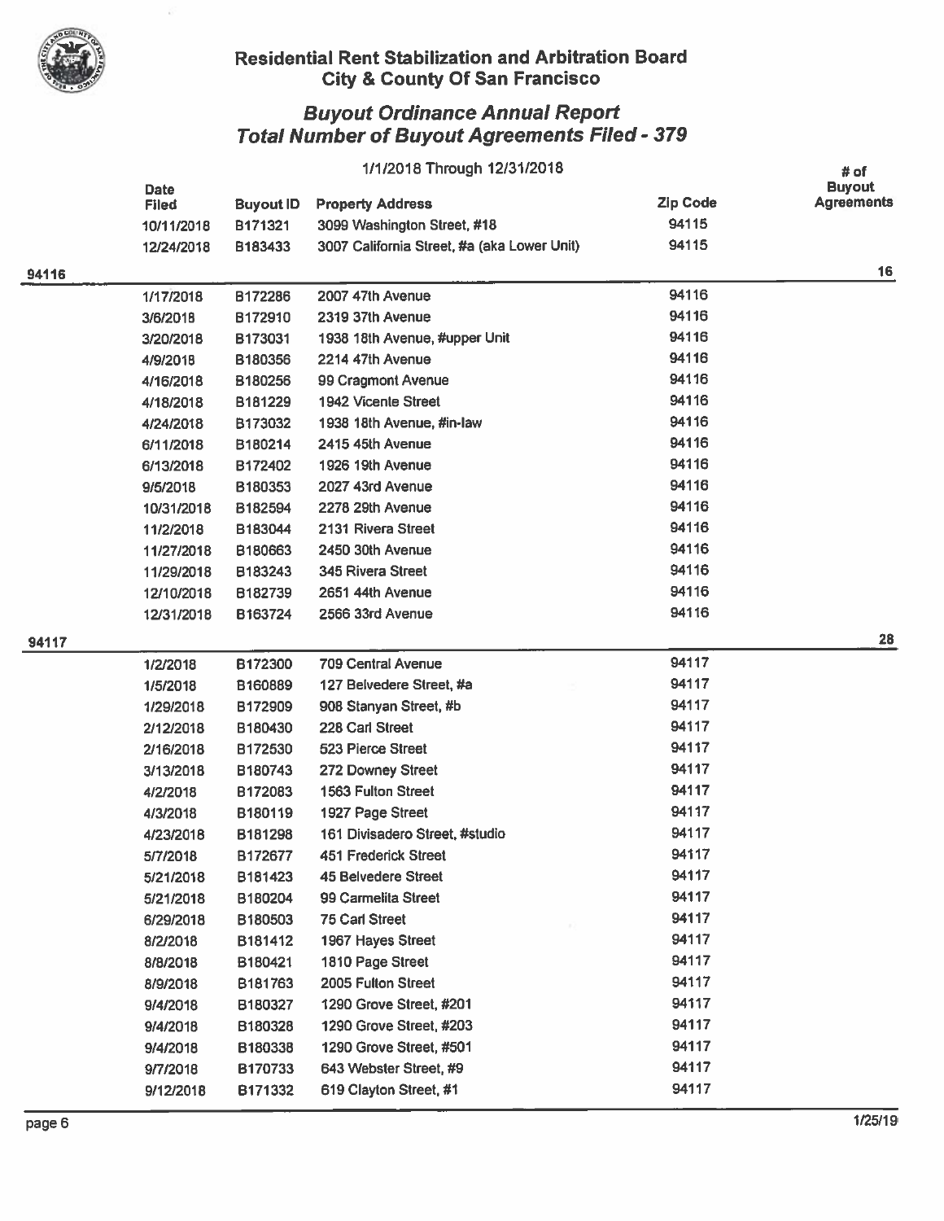## Residential Rent Stabilization and Arbitration Board
## City & County Of San Francisco

### *Buyout Ordinance Annual Report*
### *Total Number of Buyout Agreements Filed - 379*

1/1/2018 Through 12/31/2018

| | Date Filed | Buyout ID | Property Address | Zip Code | # of Buyout Agreements |
|---|---|---|---|---|---|
| | 10/11/2018 | B171321 | 3099 Washington Street, #18 | 94115 | |
| | 12/24/2018 | B183433 | 3007 California Street, #a (aka Lower Unit) | 94115 | |
| **94116** | | | | | **16** |
| | 1/17/2018 | B172286 | 2007 47th Avenue | 94116 | |
| | 3/6/2018 | B172910 | 2319 37th Avenue | 94116 | |
| | 3/20/2018 | B173031 | 1938 18th Avenue, #upper Unit | 94116 | |
| | 4/9/2018 | B180356 | 2214 47th Avenue | 94116 | |
| | 4/16/2018 | B180256 | 99 Cragmont Avenue | 94116 | |
| | 4/18/2018 | B181229 | 1942 Vicente Street | 94116 | |
| | 4/24/2018 | B173032 | 1938 18th Avenue, #in-law | 94116 | |
| | 6/11/2018 | B180214 | 2415 45th Avenue | 94116 | |
| | 6/13/2018 | B172402 | 1926 19th Avenue | 94116 | |
| | 9/5/2018 | B180353 | 2027 43rd Avenue | 94116 | |
| | 10/31/2018 | B182594 | 2278 29th Avenue | 94116 | |
| | 11/2/2018 | B183044 | 2131 Rivera Street | 94116 | |
| | 11/27/2018 | B180663 | 2450 30th Avenue | 94116 | |
| | 11/29/2018 | B183243 | 345 Rivera Street | 94116 | |
| | 12/10/2018 | B182739 | 2651 44th Avenue | 94116 | |
| | 12/31/2018 | B163724 | 2566 33rd Avenue | 94116 | |
| **94117** | | | | | **28** |
| | 1/2/2018 | B172300 | 709 Central Avenue | 94117 | |
| | 1/5/2018 | B160889 | 127 Belvedere Street, #a | 94117 | |
| | 1/29/2018 | B172909 | 908 Stanyan Street, #b | 94117 | |
| | 2/12/2018 | B180430 | 228 Carl Street | 94117 | |
| | 2/16/2018 | B172530 | 523 Pierce Street | 94117 | |
| | 3/13/2018 | B180743 | 272 Downey Street | 94117 | |
| | 4/2/2018 | B172083 | 1563 Fulton Street | 94117 | |
| | 4/3/2018 | B180119 | 1927 Page Street | 94117 | |
| | 4/23/2018 | B181298 | 161 Divisadero Street, #studio | 94117 | |
| | 5/7/2018 | B172677 | 451 Frederick Street | 94117 | |
| | 5/21/2018 | B181423 | 45 Belvedere Street | 94117 | |
| | 5/21/2018 | B180204 | 99 Carmelita Street | 94117 | |
| | 6/29/2018 | B180503 | 75 Carl Street | 94117 | |
| | 8/2/2018 | B181412 | 1967 Hayes Street | 94117 | |
| | 8/8/2018 | B180421 | 1810 Page Street | 94117 | |
| | 8/9/2018 | B181763 | 2005 Fulton Street | 94117 | |
| | 9/4/2018 | B180327 | 1290 Grove Street, #201 | 94117 | |
| | 9/4/2018 | B180328 | 1290 Grove Street, #203 | 94117 | |
| | 9/4/2018 | B180338 | 1290 Grove Street, #501 | 94117 | |
| | 9/7/2018 | B170733 | 643 Webster Street, #9 | 94117 | |
| | 9/12/2018 | B171332 | 619 Clayton Street, #1 | 94117 | |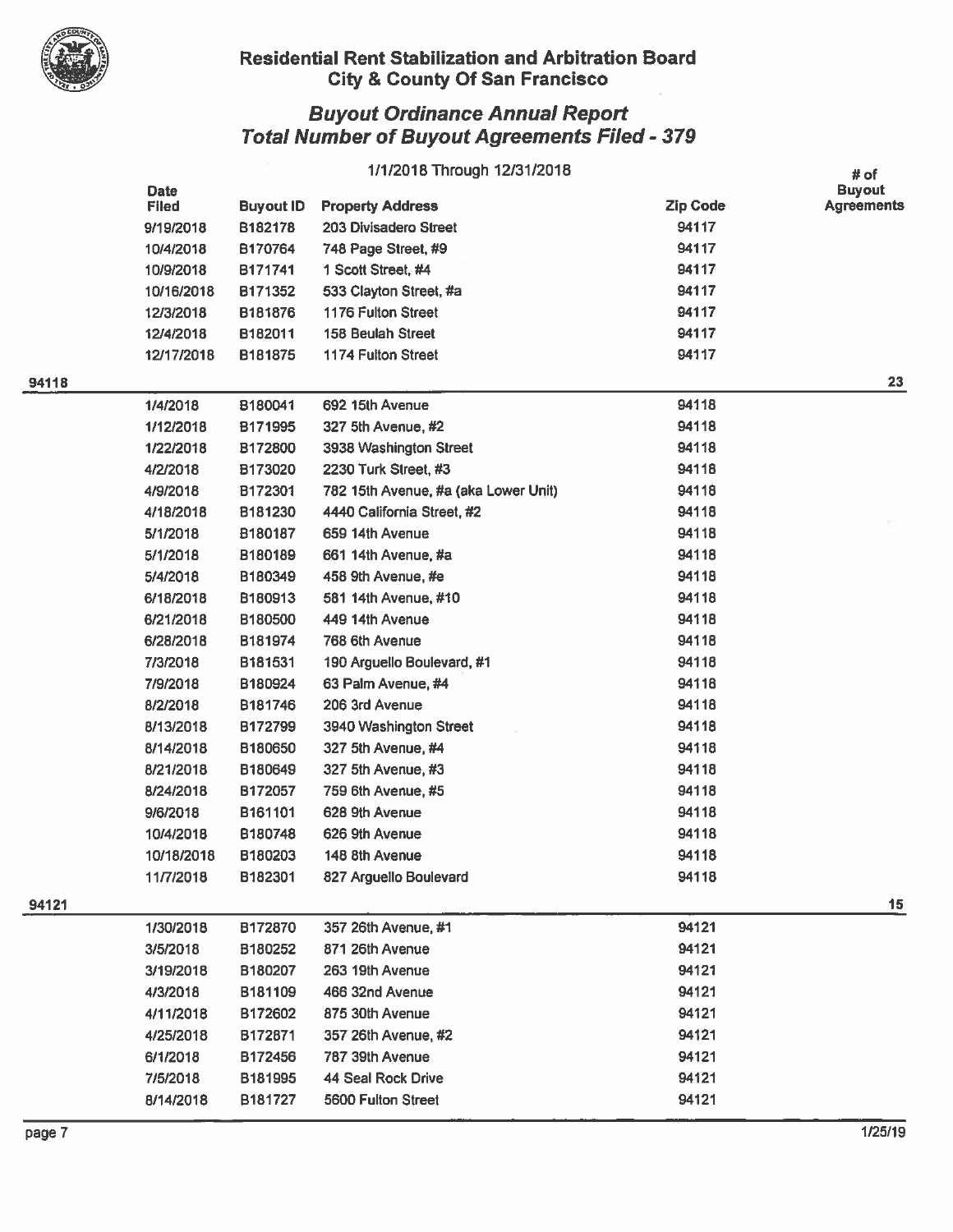Residential Rent Stabilization and Arbitration Board
City & County Of San Francisco

## *Buyout Ordinance Annual Report*
## *Total Number of Buyout Agreements Filed - 379*

1/1/2018 Through 12/31/2018

| | Date Filed | Buyout ID | Property Address | Zip Code | # of Buyout Agreements |
|---|---|---|---|---|---|
| | 9/19/2018 | B182178 | 203 Divisadero Street | 94117 | |
| | 10/4/2018 | B170764 | 748 Page Street, #9 | 94117 | |
| | 10/9/2018 | B171741 | 1 Scott Street, #4 | 94117 | |
| | 10/16/2018 | B171352 | 533 Clayton Street, #a | 94117 | |
| | 12/3/2018 | B181876 | 1176 Fulton Street | 94117 | |
| | 12/4/2018 | B182011 | 158 Beulah Street | 94117 | |
| | 12/17/2018 | B181875 | 1174 Fulton Street | 94117 | |
| 94118 | | | | | 23 |
| | 1/4/2018 | B180041 | 692 15th Avenue | 94118 | |
| | 1/12/2018 | B171995 | 327 5th Avenue, #2 | 94118 | |
| | 1/22/2018 | B172800 | 3938 Washington Street | 94118 | |
| | 4/2/2018 | B173020 | 2230 Turk Street, #3 | 94118 | |
| | 4/9/2018 | B172301 | 782 15th Avenue, #a (aka Lower Unit) | 94118 | |
| | 4/18/2018 | B181230 | 4440 California Street, #2 | 94118 | |
| | 5/1/2018 | B180187 | 659 14th Avenue | 94118 | |
| | 5/1/2018 | B180189 | 661 14th Avenue, #a | 94118 | |
| | 5/4/2018 | B180349 | 458 9th Avenue, #e | 94118 | |
| | 6/18/2018 | B180913 | 581 14th Avenue, #10 | 94118 | |
| | 6/21/2018 | B180500 | 449 14th Avenue | 94118 | |
| | 6/28/2018 | B181974 | 768 6th Avenue | 94118 | |
| | 7/3/2018 | B181531 | 190 Arguello Boulevard, #1 | 94118 | |
| | 7/9/2018 | B180924 | 63 Palm Avenue, #4 | 94118 | |
| | 8/2/2018 | B181746 | 206 3rd Avenue | 94118 | |
| | 8/13/2018 | B172799 | 3940 Washington Street | 94118 | |
| | 8/14/2018 | B180650 | 327 5th Avenue, #4 | 94118 | |
| | 8/21/2018 | B180649 | 327 5th Avenue, #3 | 94118 | |
| | 8/24/2018 | B172057 | 759 6th Avenue, #5 | 94118 | |
| | 9/6/2018 | B161101 | 628 9th Avenue | 94118 | |
| | 10/4/2018 | B180748 | 626 9th Avenue | 94118 | |
| | 10/18/2018 | B180203 | 148 8th Avenue | 94118 | |
| | 11/7/2018 | B182301 | 827 Arguello Boulevard | 94118 | |
| 94121 | | | | | 15 |
| | 1/30/2018 | B172870 | 357 26th Avenue, #1 | 94121 | |
| | 3/5/2018 | B180252 | 871 26th Avenue | 94121 | |
| | 3/19/2018 | B180207 | 263 19th Avenue | 94121 | |
| | 4/3/2018 | B181109 | 466 32nd Avenue | 94121 | |
| | 4/11/2018 | B172602 | 875 30th Avenue | 94121 | |
| | 4/25/2018 | B172871 | 357 26th Avenue, #2 | 94121 | |
| | 6/1/2018 | B172456 | 787 39th Avenue | 94121 | |
| | 7/5/2018 | B181995 | 44 Seal Rock Drive | 94121 | |
| | 8/14/2018 | B181727 | 5600 Fulton Street | 94121 | |

1/25/19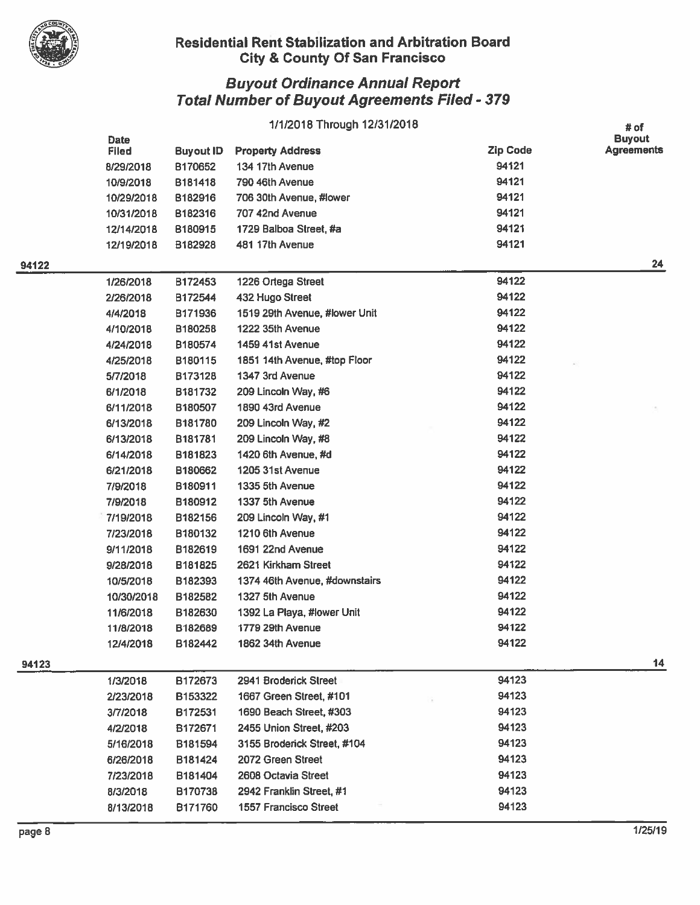## Residential Rent Stabilization and Arbitration Board
## City & County Of San Francisco

### *Buyout Ordinance Annual Report*
### *Total Number of Buyout Agreements Filed - 379*

1/1/2018 Through 12/31/2018

| | Date Filed | Buyout ID | Property Address | Zip Code | # of Buyout Agreements |
|---|---|---|---|---|---|
| | 8/29/2018 | B170652 | 134 17th Avenue | 94121 | |
| | 10/9/2018 | B181418 | 790 46th Avenue | 94121 | |
| | 10/29/2018 | B182916 | 706 30th Avenue, #lower | 94121 | |
| | 10/31/2018 | B182316 | 707 42nd Avenue | 94121 | |
| | 12/14/2018 | B180915 | 1729 Balboa Street, #a | 94121 | |
| | 12/19/2018 | B182928 | 481 17th Avenue | 94121 | |
| **94122** | | | | | **24** |
| | 1/26/2018 | B172453 | 1226 Ortega Street | 94122 | |
| | 2/26/2018 | B172544 | 432 Hugo Street | 94122 | |
| | 4/4/2018 | B171936 | 1519 29th Avenue, #lower Unit | 94122 | |
| | 4/10/2018 | B180258 | 1222 35th Avenue | 94122 | |
| | 4/24/2018 | B180574 | 1459 41st Avenue | 94122 | |
| | 4/25/2018 | B180115 | 1851 14th Avenue, #top Floor | 94122 | |
| | 5/7/2018 | B173128 | 1347 3rd Avenue | 94122 | |
| | 6/1/2018 | B181732 | 209 Lincoln Way, #6 | 94122 | |
| | 6/11/2018 | B180507 | 1890 43rd Avenue | 94122 | |
| | 6/13/2018 | B181780 | 209 Lincoln Way, #2 | 94122 | |
| | 6/13/2018 | B181781 | 209 Lincoln Way, #8 | 94122 | |
| | 6/14/2018 | B181823 | 1420 6th Avenue, #d | 94122 | |
| | 6/21/2018 | B180662 | 1205 31st Avenue | 94122 | |
| | 7/9/2018 | B180911 | 1335 5th Avenue | 94122 | |
| | 7/9/2018 | B180912 | 1337 5th Avenue | 94122 | |
| | 7/19/2018 | B182156 | 209 Lincoln Way, #1 | 94122 | |
| | 7/23/2018 | B180132 | 1210 6th Avenue | 94122 | |
| | 9/11/2018 | B182619 | 1691 22nd Avenue | 94122 | |
| | 9/28/2018 | B181825 | 2621 Kirkham Street | 94122 | |
| | 10/5/2018 | B182393 | 1374 46th Avenue, #downstairs | 94122 | |
| | 10/30/2018 | B182582 | 1327 5th Avenue | 94122 | |
| | 11/6/2018 | B182630 | 1392 La Playa, #lower Unit | 94122 | |
| | 11/8/2018 | B182689 | 1779 29th Avenue | 94122 | |
| | 12/4/2018 | B182442 | 1862 34th Avenue | 94122 | |
| **94123** | | | | | **14** |
| | 1/3/2018 | B172673 | 2941 Broderick Street | 94123 | |
| | 2/23/2018 | B153322 | 1667 Green Street, #101 | 94123 | |
| | 3/7/2018 | B172531 | 1690 Beach Street, #303 | 94123 | |
| | 4/2/2018 | B172671 | 2455 Union Street, #203 | 94123 | |
| | 5/16/2018 | B181594 | 3155 Broderick Street, #104 | 94123 | |
| | 6/26/2018 | B181424 | 2072 Green Street | 94123 | |
| | 7/23/2018 | B181404 | 2608 Octavia Street | 94123 | |
| | 8/3/2018 | B170738 | 2942 Franklin Street, #1 | 94123 | |
| | 8/13/2018 | B171760 | 1557 Francisco Street | 94123 | |

1/25/19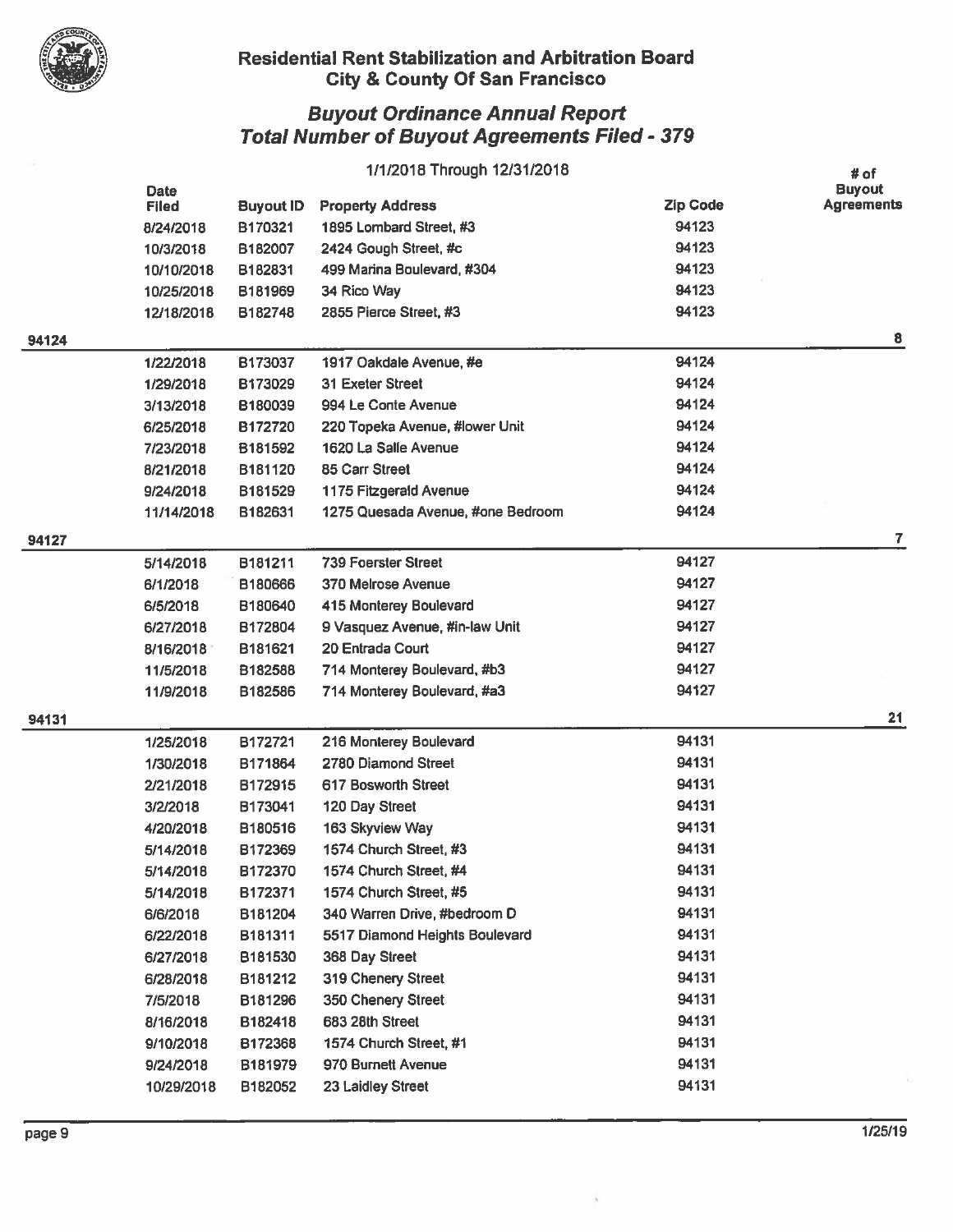## Residential Rent Stabilization and Arbitration Board
## City & County Of San Francisco

### *Buyout Ordinance Annual Report*
### *Total Number of Buyout Agreements Filed - 379*

1/1/2018 Through 12/31/2018

| | Date Filed | Buyout ID | Property Address | Zip Code | # of Buyout Agreements |
|---|---|---|---|---|---|
| | 8/24/2018 | B170321 | 1895 Lombard Street, #3 | 94123 | |
| | 10/3/2018 | B182007 | 2424 Gough Street, #c | 94123 | |
| | 10/10/2018 | B182831 | 499 Marina Boulevard, #304 | 94123 | |
| | 10/25/2018 | B181969 | 34 Rico Way | 94123 | |
| | 12/18/2018 | B182748 | 2855 Pierce Street, #3 | 94123 | |
| **94124** | | | | | **8** |
| | 1/22/2018 | B173037 | 1917 Oakdale Avenue, #e | 94124 | |
| | 1/29/2018 | B173029 | 31 Exeter Street | 94124 | |
| | 3/13/2018 | B180039 | 994 Le Conte Avenue | 94124 | |
| | 6/25/2018 | B172720 | 220 Topeka Avenue, #lower Unit | 94124 | |
| | 7/23/2018 | B181592 | 1620 La Salle Avenue | 94124 | |
| | 8/21/2018 | B181120 | 85 Carr Street | 94124 | |
| | 9/24/2018 | B181529 | 1175 Fitzgerald Avenue | 94124 | |
| | 11/14/2018 | B182631 | 1275 Quesada Avenue, #one Bedroom | 94124 | |
| **94127** | | | | | **7** |
| | 5/14/2018 | B181211 | 739 Foerster Street | 94127 | |
| | 6/1/2018 | B180666 | 370 Melrose Avenue | 94127 | |
| | 6/5/2018 | B180640 | 415 Monterey Boulevard | 94127 | |
| | 6/27/2018 | B172804 | 9 Vasquez Avenue, #in-law Unit | 94127 | |
| | 8/16/2018 | B181621 | 20 Entrada Court | 94127 | |
| | 11/5/2018 | B182588 | 714 Monterey Boulevard, #b3 | 94127 | |
| | 11/9/2018 | B182586 | 714 Monterey Boulevard, #a3 | 94127 | |
| **94131** | | | | | **21** |
| | 1/25/2018 | B172721 | 216 Monterey Boulevard | 94131 | |
| | 1/30/2018 | B171864 | 2780 Diamond Street | 94131 | |
| | 2/21/2018 | B172915 | 617 Bosworth Street | 94131 | |
| | 3/2/2018 | B173041 | 120 Day Street | 94131 | |
| | 4/20/2018 | B180516 | 163 Skyview Way | 94131 | |
| | 5/14/2018 | B172369 | 1574 Church Street, #3 | 94131 | |
| | 5/14/2018 | B172370 | 1574 Church Street, #4 | 94131 | |
| | 5/14/2018 | B172371 | 1574 Church Street, #5 | 94131 | |
| | 6/6/2018 | B181204 | 340 Warren Drive, #bedroom D | 94131 | |
| | 6/22/2018 | B181311 | 5517 Diamond Heights Boulevard | 94131 | |
| | 6/27/2018 | B181530 | 368 Day Street | 94131 | |
| | 6/28/2018 | B181212 | 319 Chenery Street | 94131 | |
| | 7/5/2018 | B181296 | 350 Chenery Street | 94131 | |
| | 8/16/2018 | B182418 | 683 28th Street | 94131 | |
| | 9/10/2018 | B172368 | 1574 Church Street, #1 | 94131 | |
| | 9/24/2018 | B181979 | 970 Burnett Avenue | 94131 | |
| | 10/29/2018 | B182052 | 23 Laidley Street | 94131 | |

1/25/19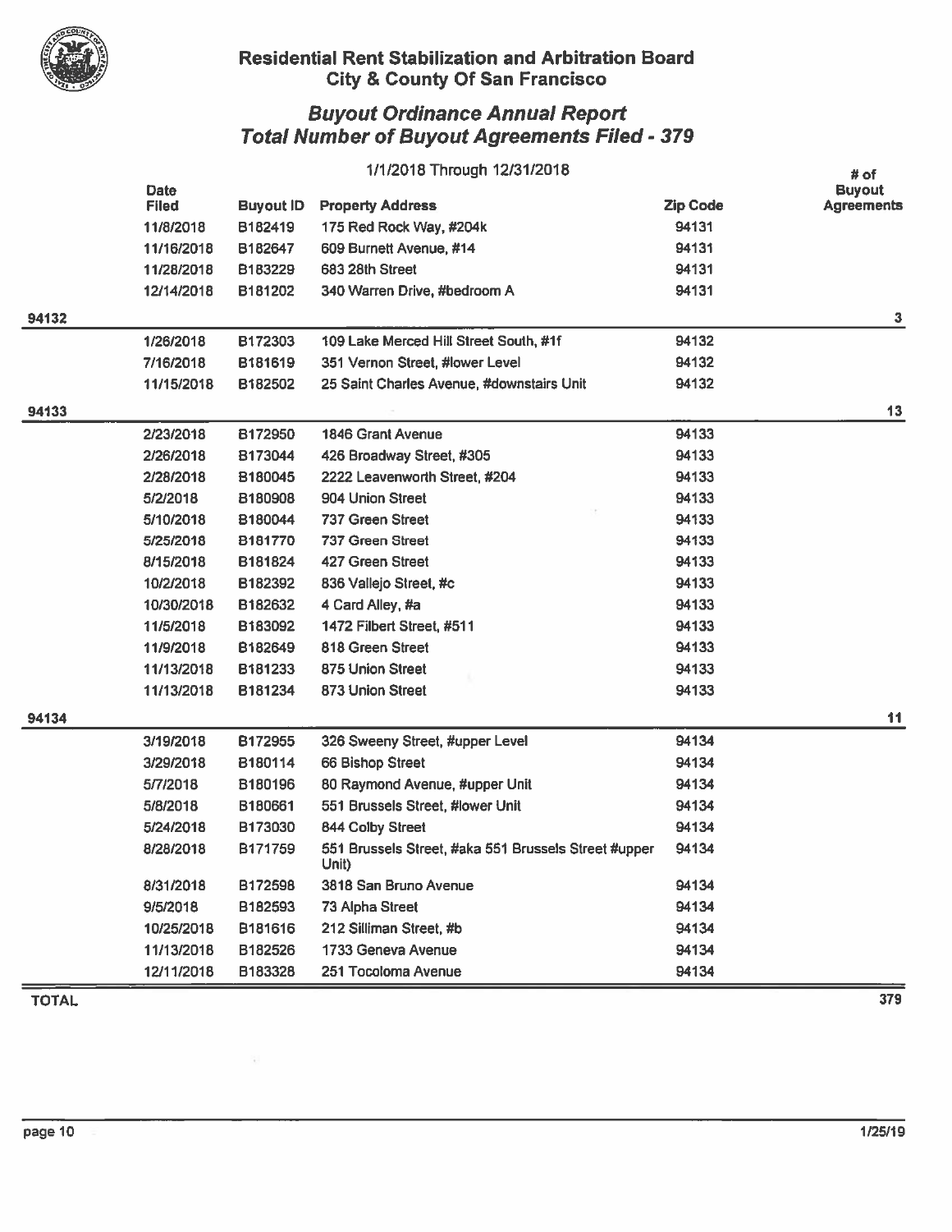## Residential Rent Stabilization and Arbitration Board
## City & County Of San Francisco

### *Buyout Ordinance Annual Report*
### *Total Number of Buyout Agreements Filed - 379*

1/1/2018 Through 12/31/2018

| | Date Filed | Buyout ID | Property Address | Zip Code | # of Buyout Agreements |
|---|---|---|---|---|---|
| | 11/8/2018 | B182419 | 175 Red Rock Way, #204k | 94131 | |
| | 11/16/2018 | B182647 | 609 Burnett Avenue, #14 | 94131 | |
| | 11/28/2018 | B183229 | 683 28th Street | 94131 | |
| | 12/14/2018 | B181202 | 340 Warren Drive, #bedroom A | 94131 | |
| 94132 | | | | | 3 |
| | 1/26/2018 | B172303 | 109 Lake Merced Hill Street South, #1f | 94132 | |
| | 7/16/2018 | B181619 | 351 Vernon Street, #lower Level | 94132 | |
| | 11/15/2018 | B182502 | 25 Saint Charles Avenue, #downstairs Unit | 94132 | |
| 94133 | | | | | 13 |
| | 2/23/2018 | B172950 | 1846 Grant Avenue | 94133 | |
| | 2/26/2018 | B173044 | 426 Broadway Street, #305 | 94133 | |
| | 2/28/2018 | B180045 | 2222 Leavenworth Street, #204 | 94133 | |
| | 5/2/2018 | B180908 | 904 Union Street | 94133 | |
| | 5/10/2018 | B180044 | 737 Green Street | 94133 | |
| | 5/25/2018 | B181770 | 737 Green Street | 94133 | |
| | 8/15/2018 | B181824 | 427 Green Street | 94133 | |
| | 10/2/2018 | B182392 | 836 Vallejo Street, #c | 94133 | |
| | 10/30/2018 | B182632 | 4 Card Alley, #a | 94133 | |
| | 11/5/2018 | B183092 | 1472 Filbert Street, #511 | 94133 | |
| | 11/9/2018 | B182649 | 818 Green Street | 94133 | |
| | 11/13/2018 | B181233 | 875 Union Street | 94133 | |
| | 11/13/2018 | B181234 | 873 Union Street | 94133 | |
| 94134 | | | | | 11 |
| | 3/19/2018 | B172955 | 326 Sweeny Street, #upper Level | 94134 | |
| | 3/29/2018 | B180114 | 66 Bishop Street | 94134 | |
| | 5/7/2018 | B180196 | 80 Raymond Avenue, #upper Unit | 94134 | |
| | 5/8/2018 | B180661 | 551 Brussels Street, #lower Unit | 94134 | |
| | 5/24/2018 | B173030 | 844 Colby Street | 94134 | |
| | 8/28/2018 | B171759 | 551 Brussels Street, #aka 551 Brussels Street #upper Unit) | 94134 | |
| | 8/31/2018 | B172598 | 3818 San Bruno Avenue | 94134 | |
| | 9/5/2018 | B182593 | 73 Alpha Street | 94134 | |
| | 10/25/2018 | B181616 | 212 Silliman Street, #b | 94134 | |
| | 11/13/2018 | B182526 | 1733 Geneva Avenue | 94134 | |
| | 12/11/2018 | B183328 | 251 Tocoloma Avenue | 94134 | |
| TOTAL | | | | | 379 |

1/25/19